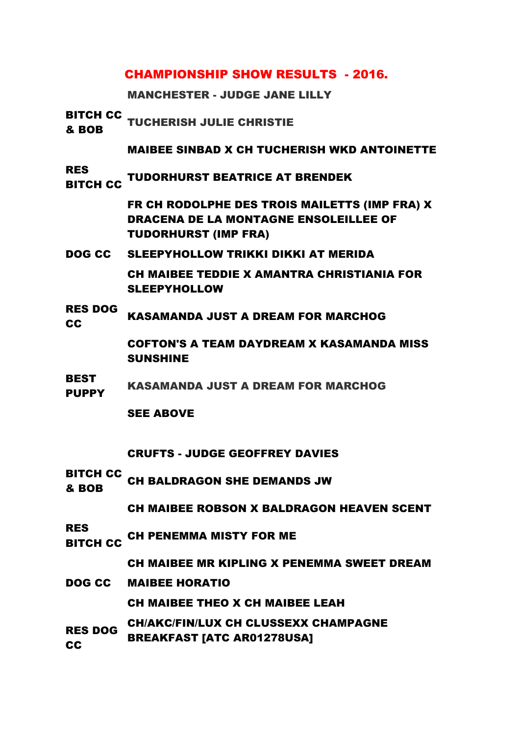# CHAMPIONSHIP SHOW RESULTS - 2016.

## MANCHESTER - JUDGE JANE LILLY

| | |
|---|---|
| **BITCH CC & BOB** | **TUCHERISH JULIE CHRISTIE** |
| | **MAIBEE SINBAD X CH TUCHERISH WKD ANTOINETTE** |
| **RES BITCH CC** | **TUDORHURST BEATRICE AT BRENDEK** |
| | **FR CH RODOLPHE DES TROIS MAILETTS (IMP FRA) X DRACENA DE LA MONTAGNE ENSOLEILLEE OF TUDORHURST (IMP FRA)** |
| **DOG CC** | **SLEEPYHOLLOW TRIKKI DIKKI AT MERIDA** |
| | **CH MAIBEE TEDDIE X AMANTRA CHRISTIANIA FOR SLEEPYHOLLOW** |
| **RES DOG CC** | **KASAMANDA JUST A DREAM FOR MARCHOG** |
| | **COFTON'S A TEAM DAYDREAM X KASAMANDA MISS SUNSHINE** |
| **BEST PUPPY** | **KASAMANDA JUST A DREAM FOR MARCHOG** |
| | **SEE ABOVE** |

## CRUFTS - JUDGE GEOFFREY DAVIES

| | |
|---|---|
| **BITCH CC & BOB** | **CH BALDRAGON SHE DEMANDS JW** |
| | **CH MAIBEE ROBSON X BALDRAGON HEAVEN SCENT** |
| **RES BITCH CC** | **CH PENEMMA MISTY FOR ME** |
| | **CH MAIBEE MR KIPLING X PENEMMA SWEET DREAM** |
| **DOG CC** | **MAIBEE HORATIO** |
| | **CH MAIBEE THEO X CH MAIBEE LEAH** |
| **RES DOG CC** | **CH/AKC/FIN/LUX CH CLUSSEXX CHAMPAGNE BREAKFAST [ATC AR01278USA]** |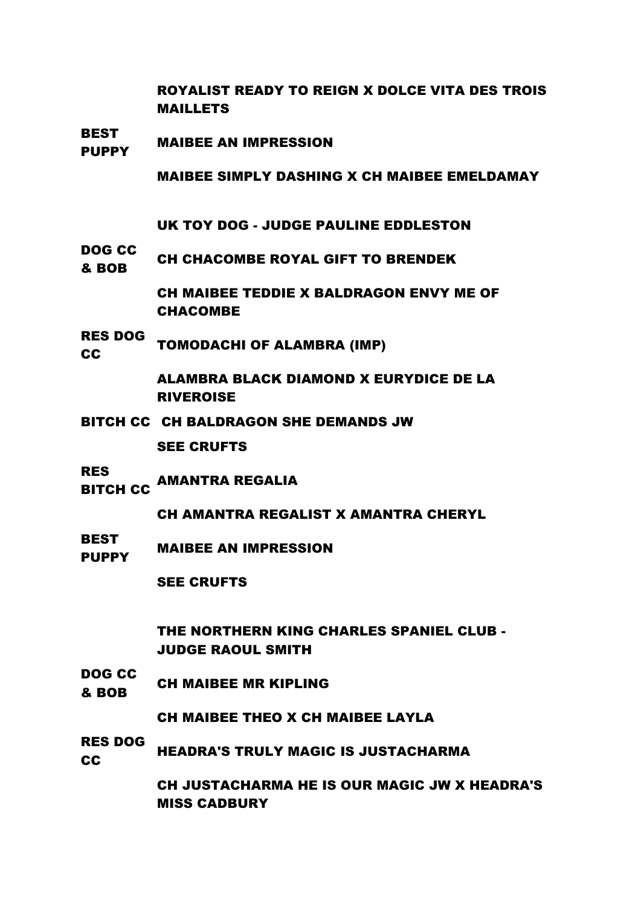| | |
|---|---|
| | **ROYALIST READY TO REIGN X DOLCE VITA DES TROIS MAILLETS** |
| **BEST PUPPY** | **MAIBEE AN IMPRESSION** |
| | **MAIBEE SIMPLY DASHING X CH MAIBEE EMELDAMAY** |

## UK TOY DOG - JUDGE PAULINE EDDLESTON

| | |
|---|---|
| **DOG CC & BOB** | **CH CHACOMBE ROYAL GIFT TO BRENDEK** |
| | **CH MAIBEE TEDDIE X BALDRAGON ENVY ME OF CHACOMBE** |
| **RES DOG CC** | **TOMODACHI OF ALAMBRA (IMP)** |
| | **ALAMBRA BLACK DIAMOND X EURYDICE DE LA RIVEROISE** |
| **BITCH CC** | **CH BALDRAGON SHE DEMANDS JW** |
| | **SEE CRUFTS** |
| **RES BITCH CC** | **AMANTRA REGALIA** |
| | **CH AMANTRA REGALIST X AMANTRA CHERYL** |
| **BEST PUPPY** | **MAIBEE AN IMPRESSION** |
| | **SEE CRUFTS** |

## THE NORTHERN KING CHARLES SPANIEL CLUB - JUDGE RAOUL SMITH

| | |
|---|---|
| **DOG CC & BOB** | **CH MAIBEE MR KIPLING** |
| | **CH MAIBEE THEO X CH MAIBEE LAYLA** |
| **RES DOG CC** | **HEADRA'S TRULY MAGIC IS JUSTACHARMA** |
| | **CH JUSTACHARMA HE IS OUR MAGIC JW X HEADRA'S MISS CADBURY** |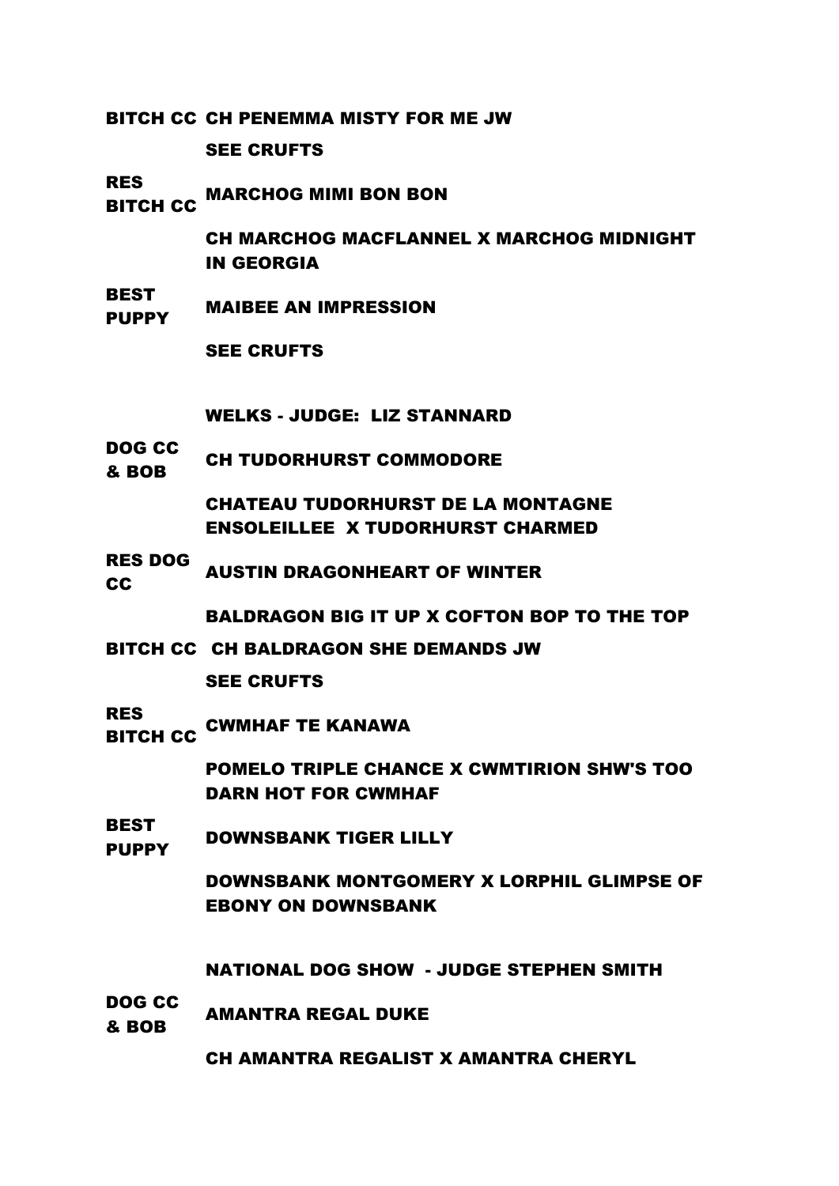| | |
|---|---|
| **BITCH CC** | **CH PENEMMA MISTY FOR ME JW** |
| | **SEE CRUFTS** |
| **RES BITCH CC** | **MARCHOG MIMI BON BON** |
| | **CH MARCHOG MACFLANNEL X MARCHOG MIDNIGHT IN GEORGIA** |
| **BEST PUPPY** | **MAIBEE AN IMPRESSION** |
| | **SEE CRUFTS** |

**WELKS - JUDGE: LIZ STANNARD**

| | |
|---|---|
| **DOG CC & BOB** | **CH TUDORHURST COMMODORE** |
| | **CHATEAU TUDORHURST DE LA MONTAGNE ENSOLEILLEE X TUDORHURST CHARMED** |
| **RES DOG CC** | **AUSTIN DRAGONHEART OF WINTER** |
| | **BALDRAGON BIG IT UP X COFTON BOP TO THE TOP** |
| **BITCH CC** | **CH BALDRAGON SHE DEMANDS JW** |
| | **SEE CRUFTS** |
| **RES BITCH CC** | **CWMHAF TE KANAWA** |
| | **POMELO TRIPLE CHANCE X CWMTIRION SHW'S TOO DARN HOT FOR CWMHAF** |
| **BEST PUPPY** | **DOWNSBANK TIGER LILLY** |
| | **DOWNSBANK MONTGOMERY X LORPHIL GLIMPSE OF EBONY ON DOWNSBANK** |

**NATIONAL DOG SHOW - JUDGE STEPHEN SMITH**

| | |
|---|---|
| **DOG CC & BOB** | **AMANTRA REGAL DUKE** |
| | **CH AMANTRA REGALIST X AMANTRA CHERYL** |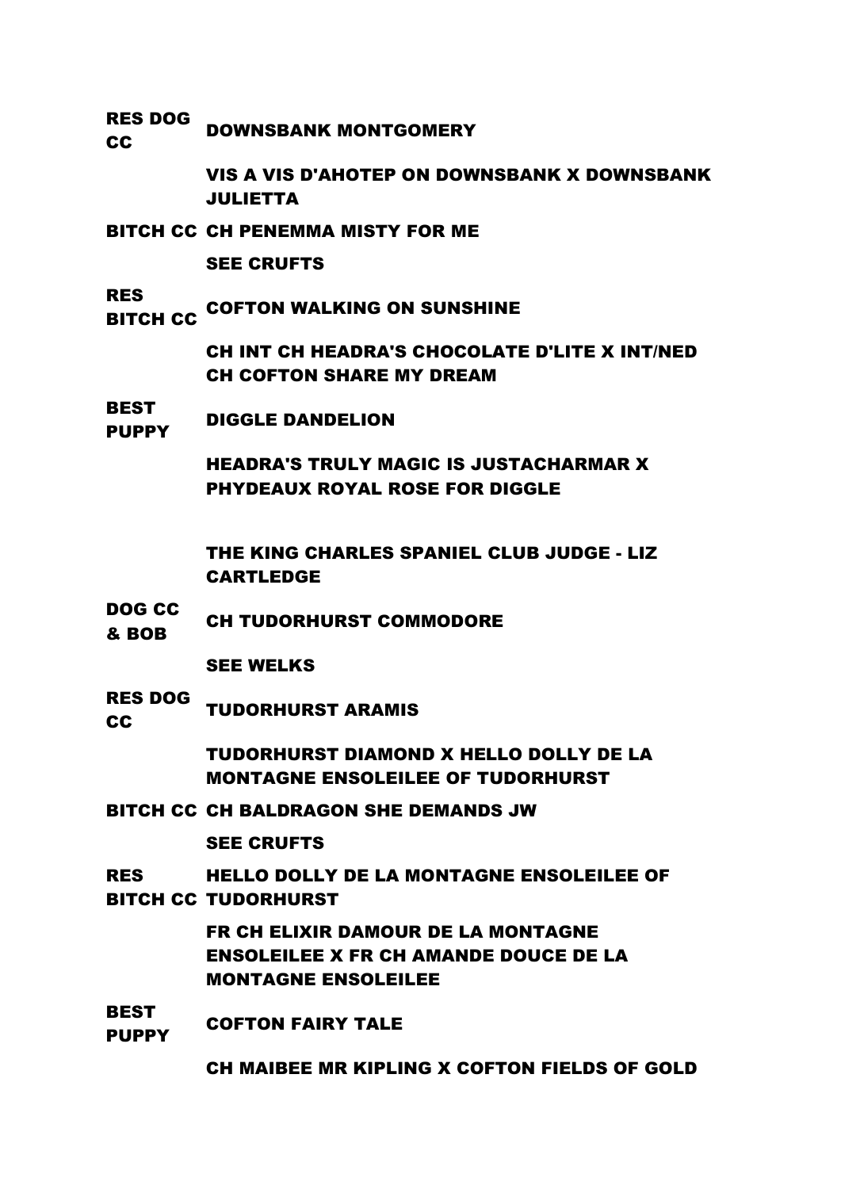| | |
|---|---|
| **RES DOG CC** | **DOWNSBANK MONTGOMERY** |
| | **VIS A VIS D'AHOTEP ON DOWNSBANK X DOWNSBANK JULIETTA** |
| **BITCH CC** | **CH PENEMMA MISTY FOR ME** |
| | **SEE CRUFTS** |
| **RES BITCH CC** | **COFTON WALKING ON SUNSHINE** |
| | **CH INT CH HEADRA'S CHOCOLATE D'LITE X INT/NED CH COFTON SHARE MY DREAM** |
| **BEST PUPPY** | **DIGGLE DANDELION** |
| | **HEADRA'S TRULY MAGIC IS JUSTACHARMAR X PHYDEAUX ROYAL ROSE FOR DIGGLE** |

**THE KING CHARLES SPANIEL CLUB JUDGE - LIZ CARTLEDGE**

| | |
|---|---|
| **DOG CC & BOB** | **CH TUDORHURST COMMODORE** |
| | **SEE WELKS** |
| **RES DOG CC** | **TUDORHURST ARAMIS** |
| | **TUDORHURST DIAMOND X HELLO DOLLY DE LA MONTAGNE ENSOLEILEE OF TUDORHURST** |
| **BITCH CC** | **CH BALDRAGON SHE DEMANDS JW** |
| | **SEE CRUFTS** |
| **RES BITCH CC** | **HELLO DOLLY DE LA MONTAGNE ENSOLEILEE OF TUDORHURST** |
| | **FR CH ELIXIR DAMOUR DE LA MONTAGNE ENSOLEILEE X FR CH AMANDE DOUCE DE LA MONTAGNE ENSOLEILEE** |
| **BEST PUPPY** | **COFTON FAIRY TALE** |
| | **CH MAIBEE MR KIPLING X COFTON FIELDS OF GOLD** |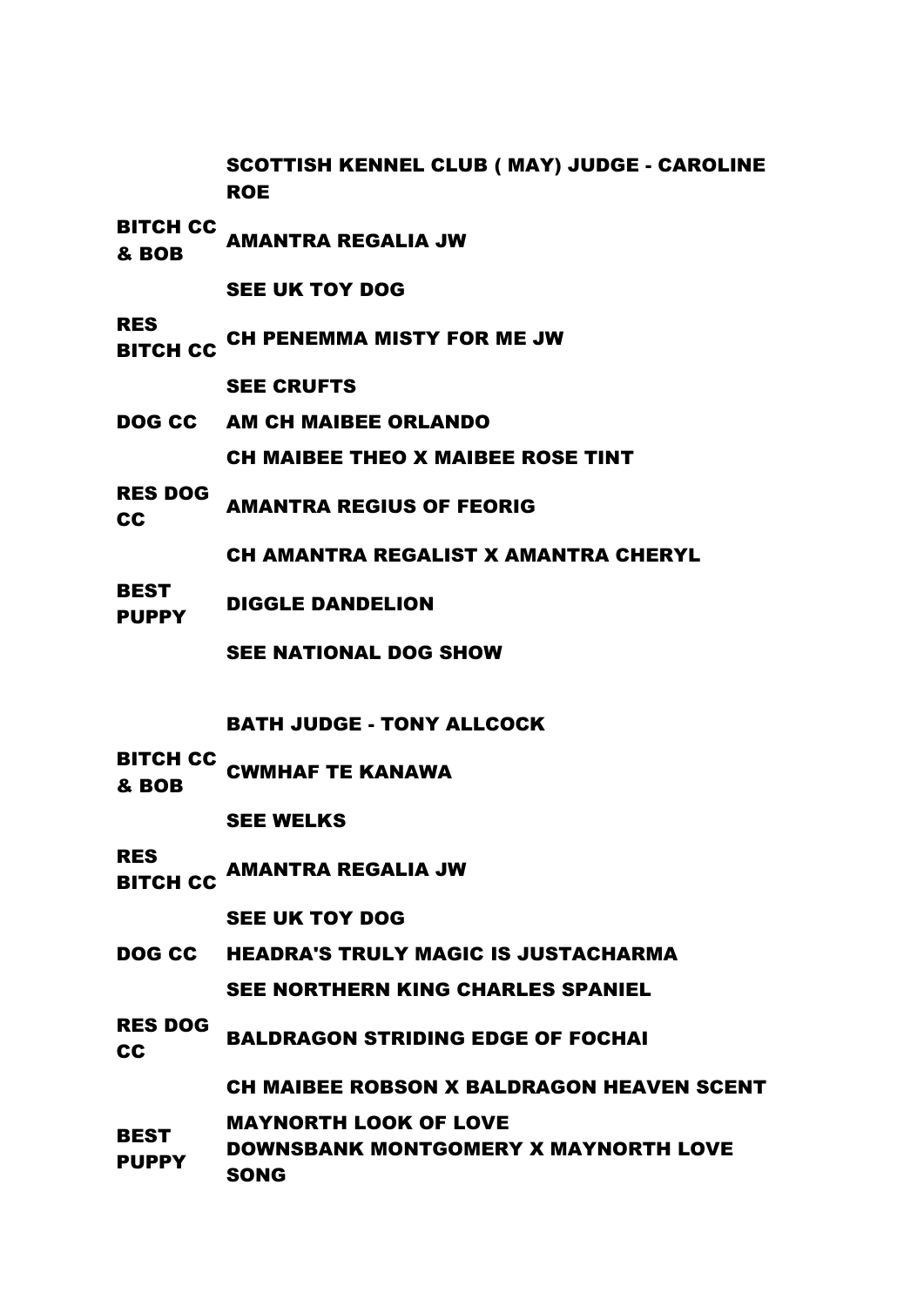## SCOTTISH KENNEL CLUB ( MAY) JUDGE - CAROLINE ROE

| | |
|---|---|
| BITCH CC & BOB | AMANTRA REGALIA JW |
| | SEE UK TOY DOG |
| RES BITCH CC | CH PENEMMA MISTY FOR ME JW |
| | SEE CRUFTS |
| DOG CC | AM CH MAIBEE ORLANDO |
| | CH MAIBEE THEO X MAIBEE ROSE TINT |
| RES DOG CC | AMANTRA REGIUS OF FEORIG |
| | CH AMANTRA REGALIST X AMANTRA CHERYL |
| BEST PUPPY | DIGGLE DANDELION |
| | SEE NATIONAL DOG SHOW |

## BATH JUDGE - TONY ALLCOCK

| | |
|---|---|
| BITCH CC & BOB | CWMHAF TE KANAWA |
| | SEE WELKS |
| RES BITCH CC | AMANTRA REGALIA JW |
| | SEE UK TOY DOG |
| DOG CC | HEADRA'S TRULY MAGIC IS JUSTACHARMA |
| | SEE NORTHERN KING CHARLES SPANIEL |
| RES DOG CC | BALDRAGON STRIDING EDGE OF FOCHAI |
| | CH MAIBEE ROBSON X BALDRAGON HEAVEN SCENT |
| BEST PUPPY | MAYNORTH LOOK OF LOVE<br>DOWNSBANK MONTGOMERY X MAYNORTH LOVE SONG |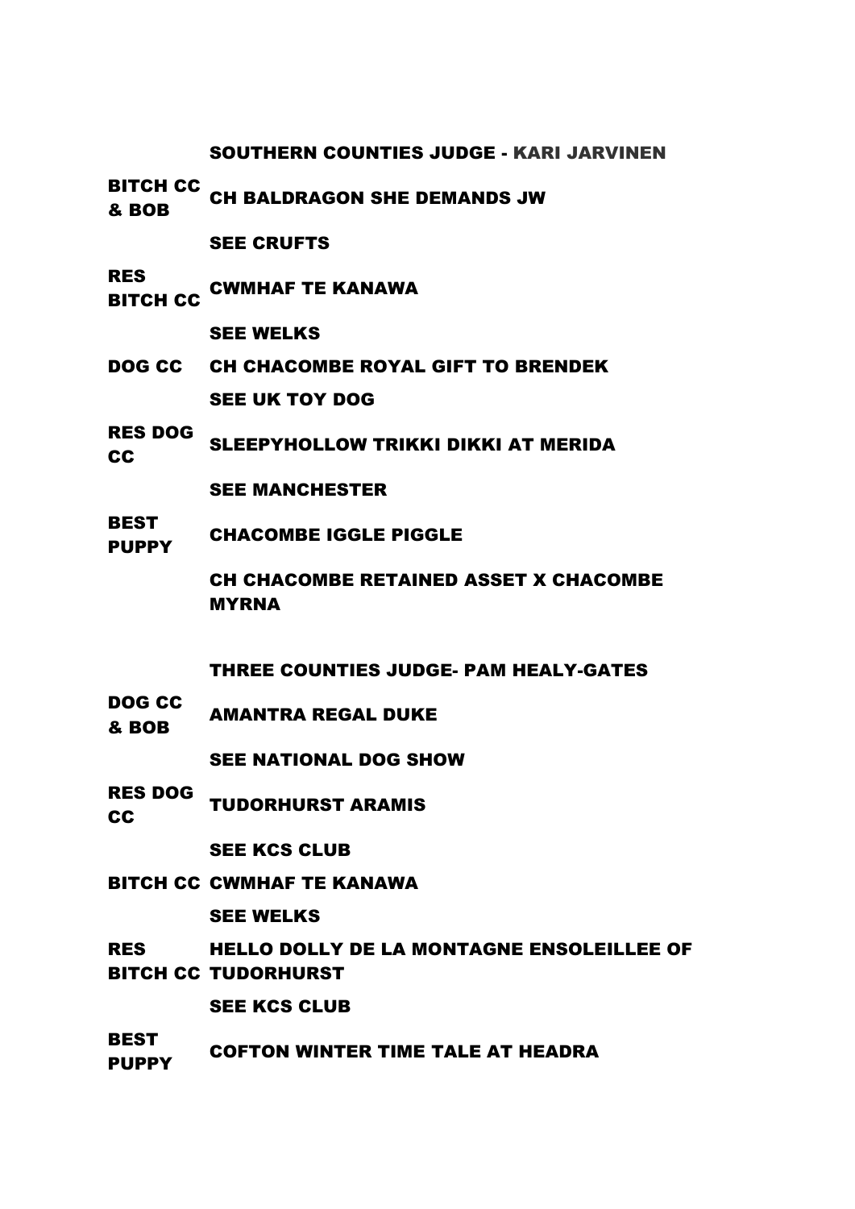## SOUTHERN COUNTIES JUDGE - KARI JARVINEN

| | |
|---|---|
| BITCH CC & BOB | CH BALDRAGON SHE DEMANDS JW |
| | SEE CRUFTS |
| RES BITCH CC | CWMHAF TE KANAWA |
| | SEE WELKS |
| DOG CC | CH CHACOMBE ROYAL GIFT TO BRENDEK |
| | SEE UK TOY DOG |
| RES DOG CC | SLEEPYHOLLOW TRIKKI DIKKI AT MERIDA |
| | SEE MANCHESTER |
| BEST PUPPY | CHACOMBE IGGLE PIGGLE |
| | CH CHACOMBE RETAINED ASSET X CHACOMBE MYRNA |

## THREE COUNTIES JUDGE- PAM HEALY-GATES

| | |
|---|---|
| DOG CC & BOB | AMANTRA REGAL DUKE |
| | SEE NATIONAL DOG SHOW |
| RES DOG CC | TUDORHURST ARAMIS |
| | SEE KCS CLUB |
| BITCH CC | CWMHAF TE KANAWA |
| | SEE WELKS |
| RES BITCH CC | HELLO DOLLY DE LA MONTAGNE ENSOLEILLEE OF TUDORHURST |
| | SEE KCS CLUB |
| BEST PUPPY | COFTON WINTER TIME TALE AT HEADRA |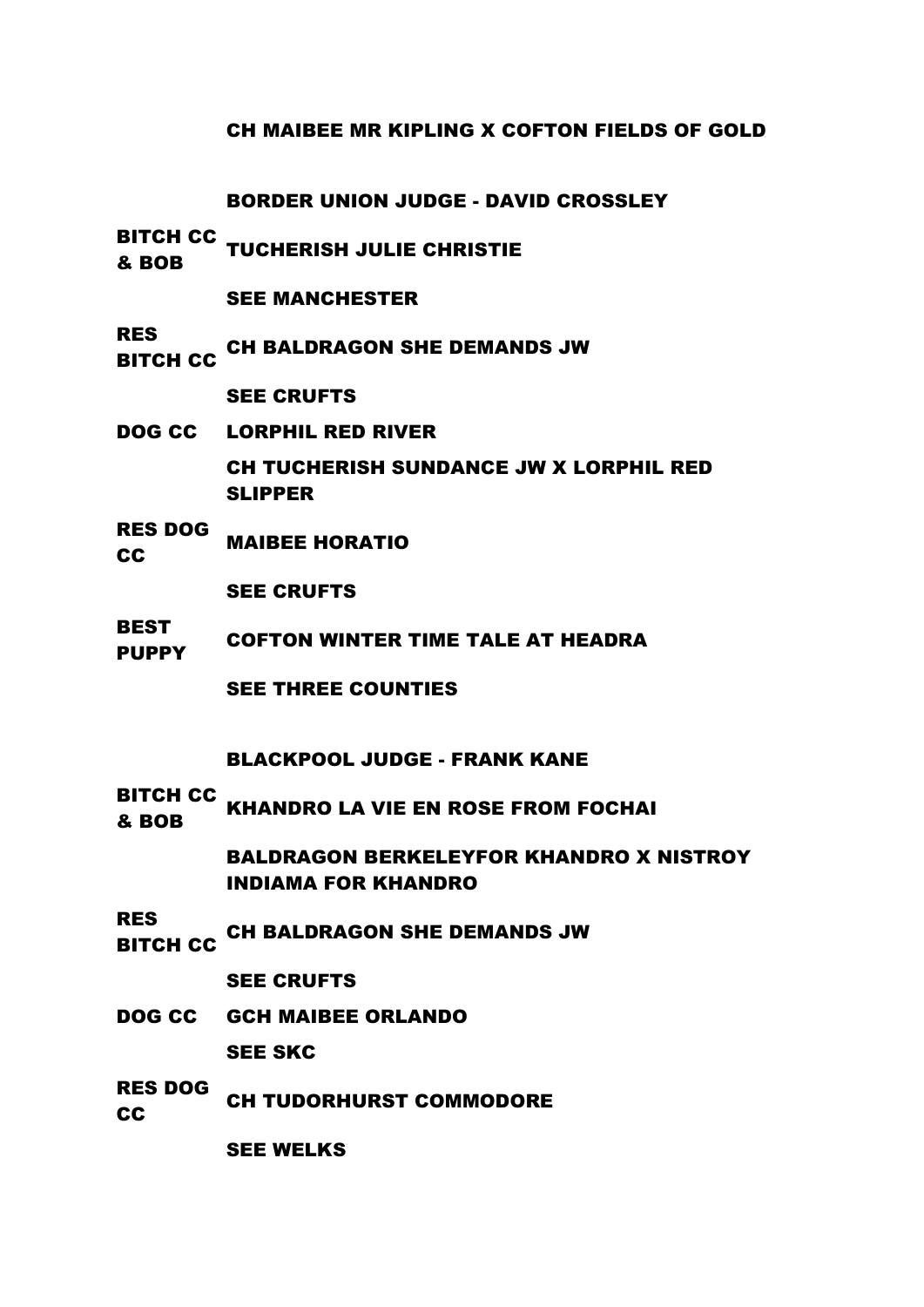CH MAIBEE MR KIPLING X COFTON FIELDS OF GOLD

## BORDER UNION JUDGE - DAVID CROSSLEY

| | |
|---|---|
| BITCH CC & BOB | TUCHERISH JULIE CHRISTIE |
| | SEE MANCHESTER |
| RES BITCH CC | CH BALDRAGON SHE DEMANDS JW |
| | SEE CRUFTS |
| DOG CC | LORPHIL RED RIVER |
| | CH TUCHERISH SUNDANCE JW X LORPHIL RED SLIPPER |
| RES DOG CC | MAIBEE HORATIO |
| | SEE CRUFTS |
| BEST PUPPY | COFTON WINTER TIME TALE AT HEADRA |
| | SEE THREE COUNTIES |

## BLACKPOOL JUDGE - FRANK KANE

| | |
|---|---|
| BITCH CC & BOB | KHANDRO LA VIE EN ROSE FROM FOCHAI |
| | BALDRAGON BERKELEYFOR KHANDRO X NISTROY INDIAMA FOR KHANDRO |
| RES BITCH CC | CH BALDRAGON SHE DEMANDS JW |
| | SEE CRUFTS |
| DOG CC | GCH MAIBEE ORLANDO |
| | SEE SKC |
| RES DOG CC | CH TUDORHURST COMMODORE |
| | SEE WELKS |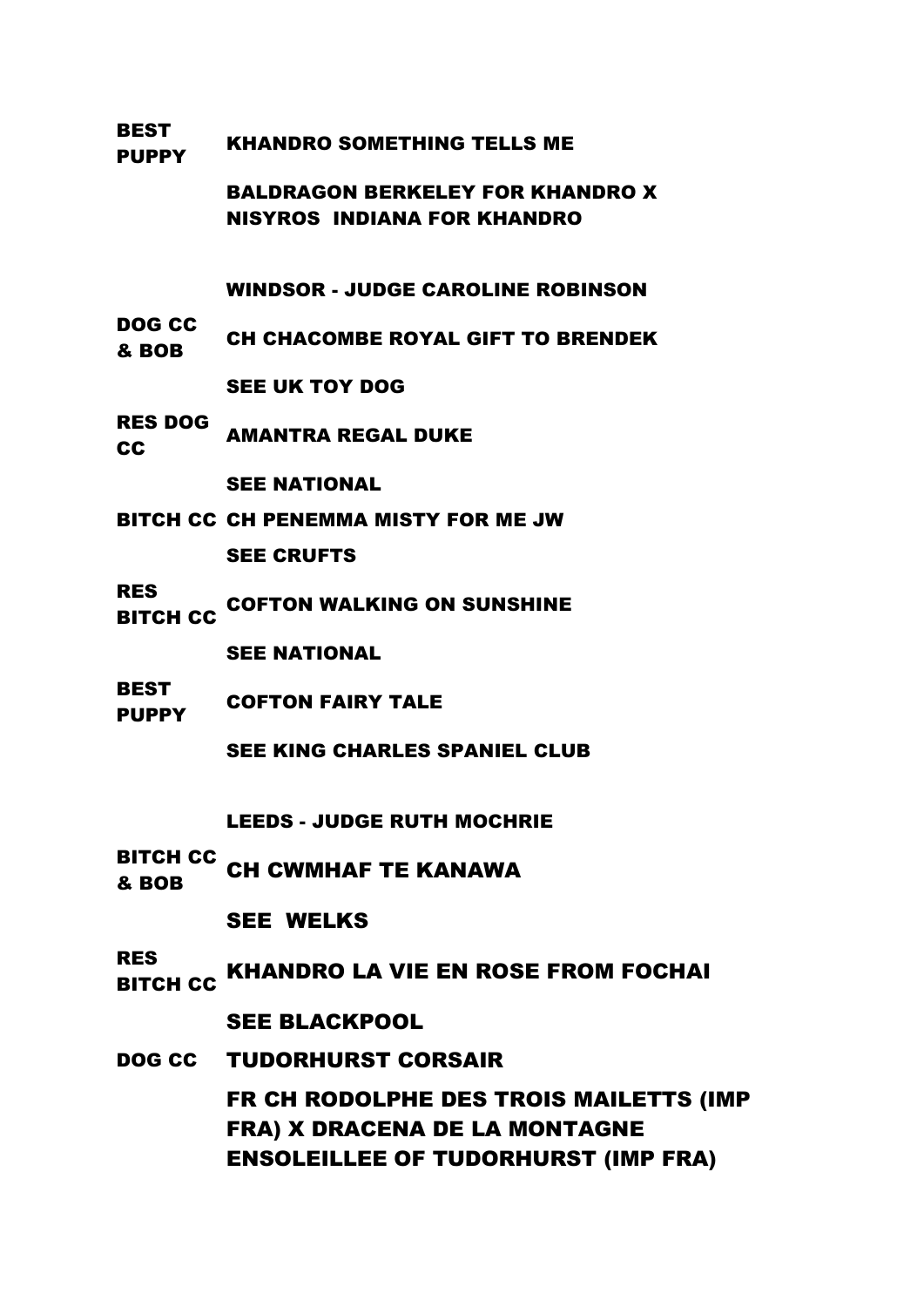**BEST PUPPY** KHANDRO SOMETHING TELLS ME

BALDRAGON BERKELEY FOR KHANDRO X NISYROS  INDIANA FOR KHANDRO

## WINDSOR - JUDGE CAROLINE ROBINSON

**DOG CC & BOB** CH CHACOMBE ROYAL GIFT TO BRENDEK

SEE UK TOY DOG

**RES DOG CC** AMANTRA REGAL DUKE

SEE NATIONAL

**BITCH CC** CH PENEMMA MISTY FOR ME JW

SEE CRUFTS

**RES BITCH CC** COFTON WALKING ON SUNSHINE

SEE NATIONAL

**BEST PUPPY** COFTON FAIRY TALE

SEE KING CHARLES SPANIEL CLUB

## LEEDS - JUDGE RUTH MOCHRIE

**BITCH CC & BOB** CH CWMHAF TE KANAWA

SEE  WELKS

**RES BITCH CC** KHANDRO LA VIE EN ROSE FROM FOCHAI

SEE BLACKPOOL

**DOG CC** TUDORHURST CORSAIR

FR CH RODOLPHE DES TROIS MAILETTS (IMP FRA) X DRACENA DE LA MONTAGNE ENSOLEILLEE OF TUDORHURST (IMP FRA)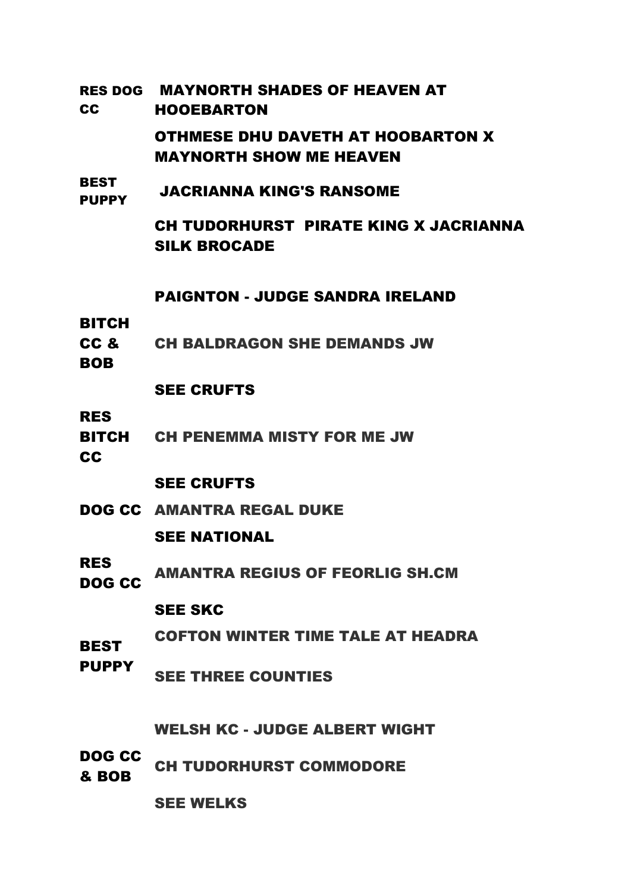| | |
|---|---|
| **RES DOG CC** | **MAYNORTH SHADES OF HEAVEN AT HOOEBARTON** |
| | **OTHMESE DHU DAVETH AT HOOBARTON X MAYNORTH SHOW ME HEAVEN** |
| **BEST PUPPY** | **JACRIANNA KING'S RANSOME** |
| | **CH TUDORHURST PIRATE KING X JACRIANNA SILK BROCADE** |

## PAIGNTON - JUDGE SANDRA IRELAND

| | |
|---|---|
| **BITCH CC & BOB** | **CH BALDRAGON SHE DEMANDS JW** |
| | **SEE CRUFTS** |
| **RES BITCH CC** | **CH PENEMMA MISTY FOR ME JW** |
| | **SEE CRUFTS** |
| **DOG CC** | **AMANTRA REGAL DUKE** |
| | **SEE NATIONAL** |
| **RES DOG CC** | **AMANTRA REGIUS OF FEORLIG SH.CM** |
| | **SEE SKC** |
| **BEST PUPPY** | **COFTON WINTER TIME TALE AT HEADRA** |
| | **SEE THREE COUNTIES** |

## WELSH KC - JUDGE ALBERT WIGHT

| | |
|---|---|
| **DOG CC & BOB** | **CH TUDORHURST COMMODORE** |
| | **SEE WELKS** |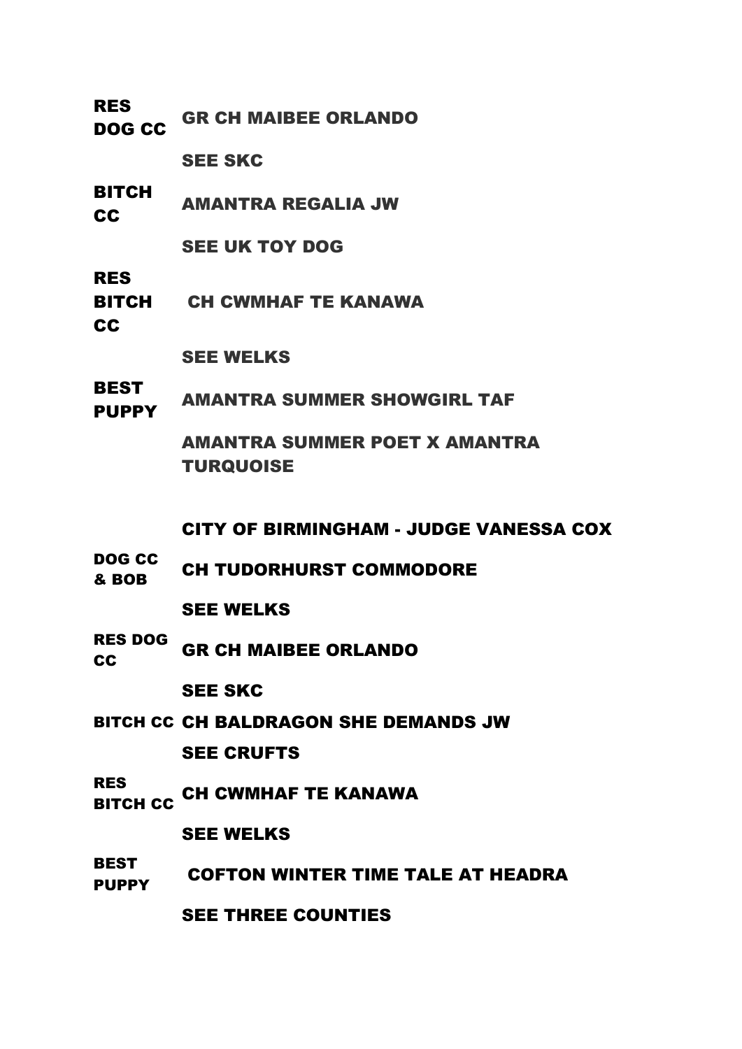| | |
|---|---|
| RES DOG CC | GR CH MAIBEE ORLANDO |
| | SEE SKC |
| BITCH CC | AMANTRA REGALIA JW |
| | SEE UK TOY DOG |
| RES BITCH CC | CH CWMHAF TE KANAWA |
| | SEE WELKS |
| BEST PUPPY | AMANTRA SUMMER SHOWGIRL TAF |
| | AMANTRA SUMMER POET X AMANTRA TURQUOISE |

## CITY OF BIRMINGHAM - JUDGE VANESSA COX

| | |
|---|---|
| DOG CC & BOB | CH TUDORHURST COMMODORE |
| | SEE WELKS |
| RES DOG CC | GR CH MAIBEE ORLANDO |
| | SEE SKC |
| BITCH CC | CH BALDRAGON SHE DEMANDS JW |
| | SEE CRUFTS |
| RES BITCH CC | CH CWMHAF TE KANAWA |
| | SEE WELKS |
| BEST PUPPY | COFTON WINTER TIME TALE AT HEADRA |
| | SEE THREE COUNTIES |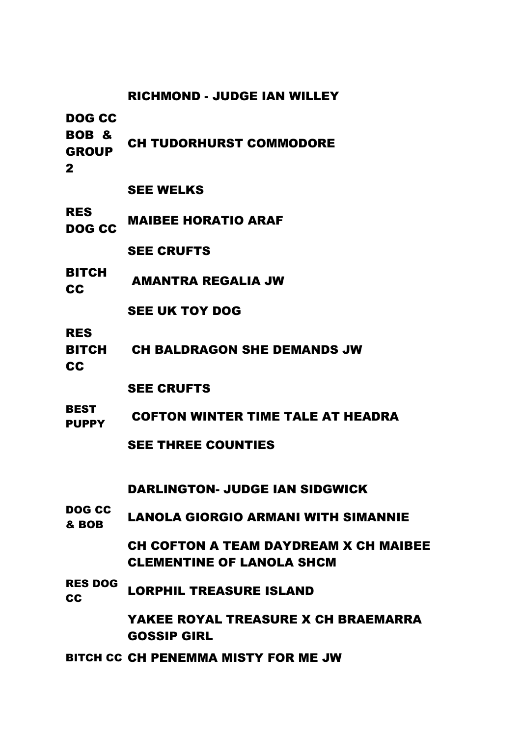## RICHMOND - JUDGE IAN WILLEY

| | |
|---|---|
| DOG CC BOB & GROUP 2 | CH TUDORHURST COMMODORE |
| | SEE WELKS |
| RES DOG CC | MAIBEE HORATIO ARAF |
| | SEE CRUFTS |
| BITCH CC | AMANTRA REGALIA JW |
| | SEE UK TOY DOG |
| RES BITCH CC | CH BALDRAGON SHE DEMANDS JW |
| | SEE CRUFTS |
| BEST PUPPY | COFTON WINTER TIME TALE AT HEADRA |
| | SEE THREE COUNTIES |

## DARLINGTON- JUDGE IAN SIDGWICK

| | |
|---|---|
| DOG CC & BOB | LANOLA GIORGIO ARMANI WITH SIMANNIE |
| | CH COFTON A TEAM DAYDREAM X CH MAIBEE CLEMENTINE OF LANOLA SHCM |
| RES DOG CC | LORPHIL TREASURE ISLAND |
| | YAKEE ROYAL TREASURE X CH BRAEMARRA GOSSIP GIRL |
| BITCH CC | CH PENEMMA MISTY FOR ME JW |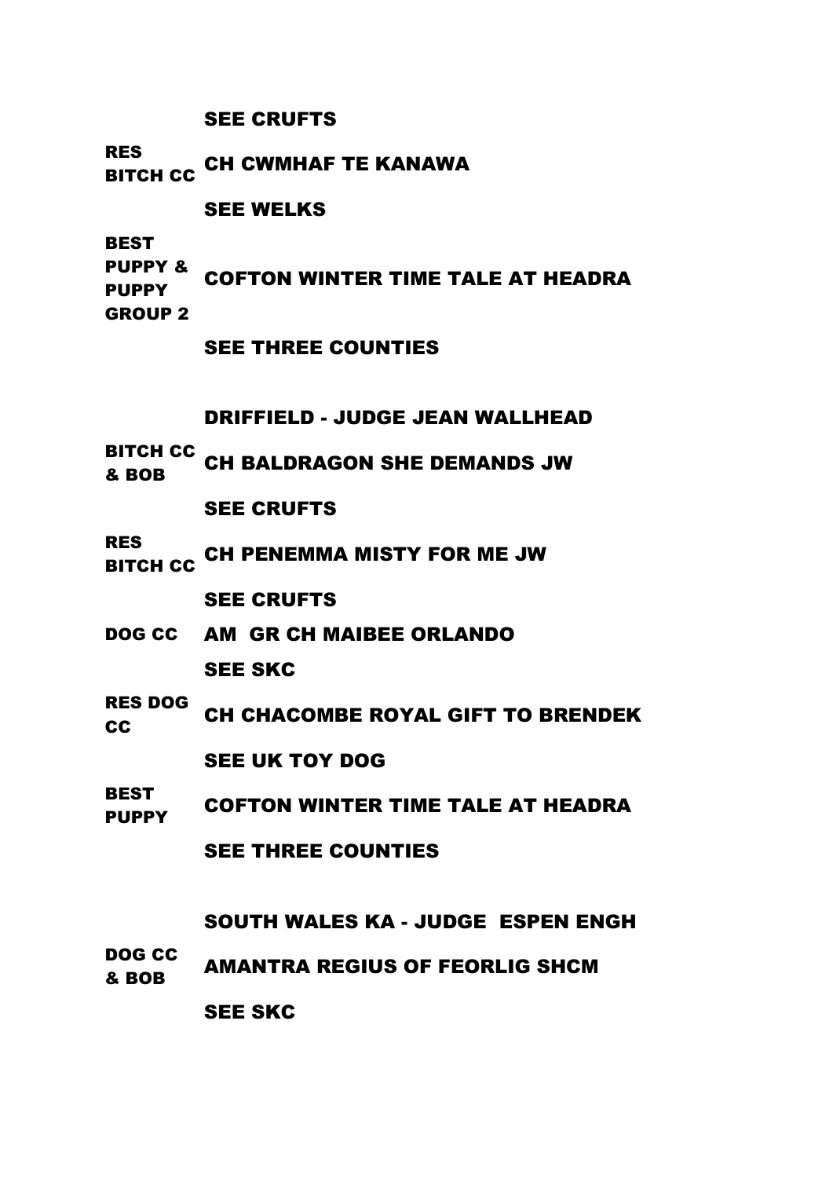SEE CRUFTS

| | |
|---|---|
| RES BITCH CC | CH CWMHAF TE KANAWA |
| | SEE WELKS |
| BEST PUPPY & PUPPY GROUP 2 | COFTON WINTER TIME TALE AT HEADRA |
| | SEE THREE COUNTIES |

## DRIFFIELD - JUDGE JEAN WALLHEAD

| | |
|---|---|
| BITCH CC & BOB | CH BALDRAGON SHE DEMANDS JW |
| | SEE CRUFTS |
| RES BITCH CC | CH PENEMMA MISTY FOR ME JW |
| | SEE CRUFTS |
| DOG CC | AM GR CH MAIBEE ORLANDO |
| | SEE SKC |
| RES DOG CC | CH CHACOMBE ROYAL GIFT TO BRENDEK |
| | SEE UK TOY DOG |
| BEST PUPPY | COFTON WINTER TIME TALE AT HEADRA |
| | SEE THREE COUNTIES |

## SOUTH WALES KA - JUDGE ESPEN ENGH

| | |
|---|---|
| DOG CC & BOB | AMANTRA REGIUS OF FEORLIG SHCM |
| | SEE SKC |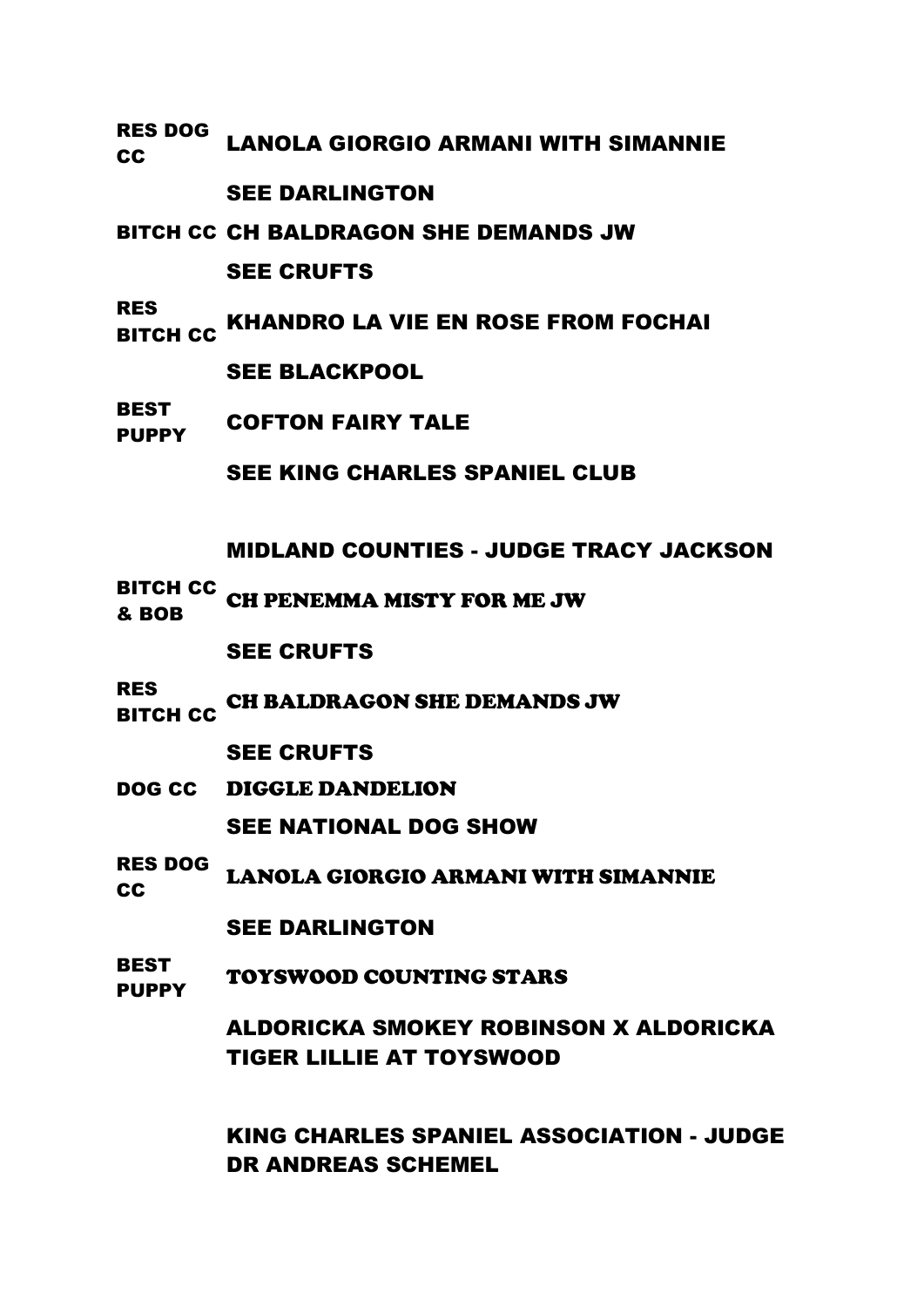| | |
|---|---|
| RES DOG CC | LANOLA GIORGIO ARMANI WITH SIMANNIE |
| | SEE DARLINGTON |
| BITCH CC | CH BALDRAGON SHE DEMANDS JW |
| | SEE CRUFTS |
| RES BITCH CC | KHANDRO LA VIE EN ROSE FROM FOCHAI |
| | SEE BLACKPOOL |
| BEST PUPPY | COFTON FAIRY TALE |
| | SEE KING CHARLES SPANIEL CLUB |

## MIDLAND COUNTIES - JUDGE TRACY JACKSON

| | |
|---|---|
| BITCH CC & BOB | CH PENEMMA MISTY FOR ME JW |
| | SEE CRUFTS |
| RES BITCH CC | CH BALDRAGON SHE DEMANDS JW |
| | SEE CRUFTS |
| DOG CC | DIGGLE DANDELION |
| | SEE NATIONAL DOG SHOW |
| RES DOG CC | LANOLA GIORGIO ARMANI WITH SIMANNIE |
| | SEE DARLINGTON |
| BEST PUPPY | TOYSWOOD COUNTING STARS |
| | ALDORICKA SMOKEY ROBINSON X ALDORICKA TIGER LILLIE AT TOYSWOOD |

## KING CHARLES SPANIEL ASSOCIATION - JUDGE DR ANDREAS SCHEMEL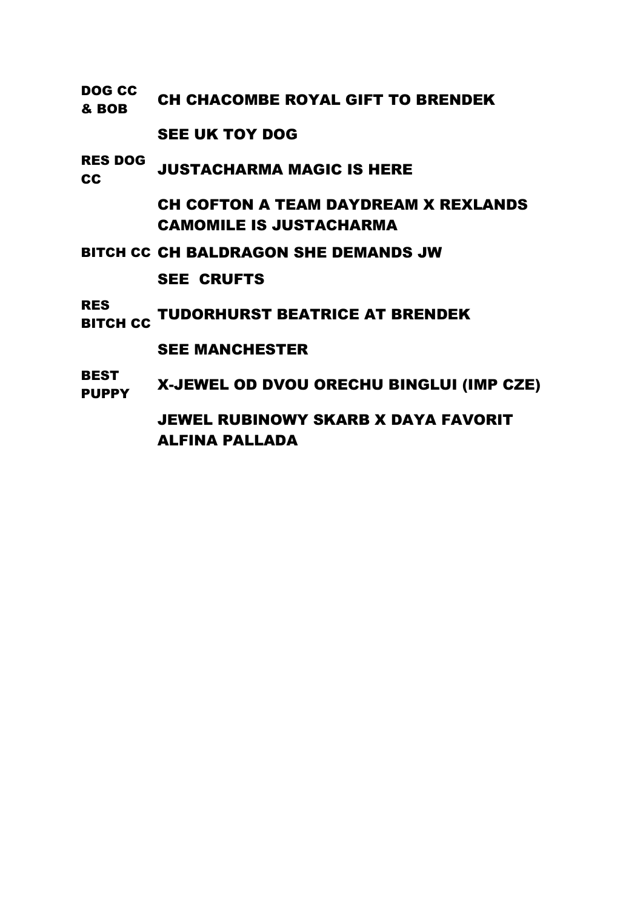| | |
|---|---|
| DOG CC & BOB | CH CHACOMBE ROYAL GIFT TO BRENDEK |
| | SEE UK TOY DOG |
| RES DOG CC | JUSTACHARMA MAGIC IS HERE |
| | CH COFTON A TEAM DAYDREAM X REXLANDS CAMOMILE IS JUSTACHARMA |
| BITCH CC | CH BALDRAGON SHE DEMANDS JW |
| | SEE CRUFTS |
| RES BITCH CC | TUDORHURST BEATRICE AT BRENDEK |
| | SEE MANCHESTER |
| BEST PUPPY | X-JEWEL OD DVOU ORECHU BINGLUI (IMP CZE) |
| | JEWEL RUBINOWY SKARB X DAYA FAVORIT ALFINA PALLADA |